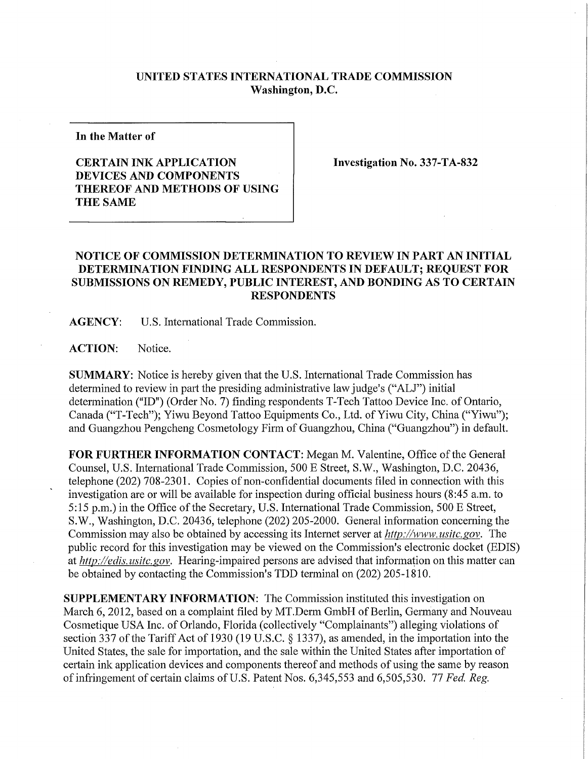**UNITED STATES INTERNATIONAL TRADE COMMISSION**
**Washington, D.C.**

**In the Matter of**

**CERTAIN INK APPLICATION DEVICES AND COMPONENTS THEREOF AND METHODS OF USING THE SAME**

**Investigation No. 337-TA-832**

**NOTICE OF COMMISSION DETERMINATION TO REVIEW IN PART AN INITIAL DETERMINATION FINDING ALL RESPONDENTS IN DEFAULT; REQUEST FOR SUBMISSIONS ON REMEDY, PUBLIC INTEREST, AND BONDING AS TO CERTAIN RESPONDENTS**

**AGENCY:** U.S. International Trade Commission.

**ACTION:** Notice.

**SUMMARY:** Notice is hereby given that the U.S. International Trade Commission has determined to review in part the presiding administrative law judge's ("ALJ") initial determination ("ID") (Order No. 7) finding respondents T-Tech Tattoo Device Inc. of Ontario, Canada ("T-Tech"); Yiwu Beyond Tattoo Equipments Co., Ltd. of Yiwu City, China ("Yiwu"); and Guangzhou Pengcheng Cosmetology Firm of Guangzhou, China ("Guangzhou") in default.

**FOR FURTHER INFORMATION CONTACT:** Megan M. Valentine, Office of the General Counsel, U.S. International Trade Commission, 500 E Street, S.W., Washington, D.C. 20436, telephone (202) 708-2301. Copies of non-confidential documents filed in connection with this investigation are or will be available for inspection during official business hours (8:45 a.m. to 5:15 p.m.) in the Office of the Secretary, U.S. International Trade Commission, 500 E Street, S.W., Washington, D.C. 20436, telephone (202) 205-2000. General information concerning the Commission may also be obtained by accessing its Internet server at *http://www.usitc.gov*. The public record for this investigation may be viewed on the Commission's electronic docket (EDIS) at *http://edis.usitc.gov*. Hearing-impaired persons are advised that information on this matter can be obtained by contacting the Commission's TDD terminal on (202) 205-1810.

**SUPPLEMENTARY INFORMATION:** The Commission instituted this investigation on March 6, 2012, based on a complaint filed by MT.Derm GmbH of Berlin, Germany and Nouveau Cosmetique USA Inc. of Orlando, Florida (collectively "Complainants") alleging violations of section 337 of the Tariff Act of 1930 (19 U.S.C. § 1337), as amended, in the importation into the United States, the sale for importation, and the sale within the United States after importation of certain ink application devices and components thereof and methods of using the same by reason of infringement of certain claims of U.S. Patent Nos. 6,345,553 and 6,505,530. 77 *Fed. Reg.*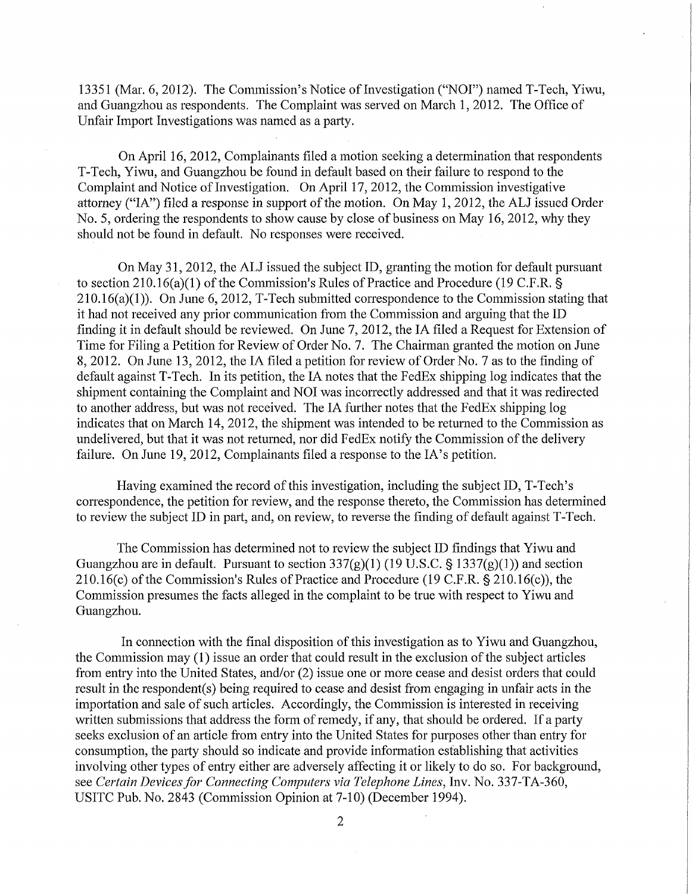13351 (Mar. 6, 2012). The Commission's Notice of Investigation ("NOI") named T-Tech, Yiwu, and Guangzhou as respondents. The Complaint was served on March 1, 2012. The Office of Unfair Import Investigations was named as a party.

On April 16, 2012, Complainants filed a motion seeking a determination that respondents T-Tech, Yiwu, and Guangzhou be found in default based on their failure to respond to the Complaint and Notice of Investigation. On April 17, 2012, the Commission investigative attorney ("IA") filed a response in support of the motion. On May 1, 2012, the ALJ issued Order No. 5, ordering the respondents to show cause by close of business on May 16, 2012, why they should not be found in default. No responses were received.

On May 31, 2012, the ALJ issued the subject ID, granting the motion for default pursuant to section 210.16(a)(1) of the Commission's Rules of Practice and Procedure (19 C.F.R. § 210.16(a)(1)). On June 6, 2012, T-Tech submitted correspondence to the Commission stating that it had not received any prior communication from the Commission and arguing that the ID finding it in default should be reviewed. On June 7, 2012, the IA filed a Request for Extension of Time for Filing a Petition for Review of Order No. 7. The Chairman granted the motion on June 8, 2012. On June 13, 2012, the IA filed a petition for review of Order No. 7 as to the finding of default against T-Tech. In its petition, the IA notes that the FedEx shipping log indicates that the shipment containing the Complaint and NOI was incorrectly addressed and that it was redirected to another address, but was not received. The IA further notes that the FedEx shipping log indicates that on March 14, 2012, the shipment was intended to be returned to the Commission as undelivered, but that it was not returned, nor did FedEx notify the Commission of the delivery failure. On June 19, 2012, Complainants filed a response to the IA's petition.

Having examined the record of this investigation, including the subject ID, T-Tech's correspondence, the petition for review, and the response thereto, the Commission has determined to review the subject ID in part, and, on review, to reverse the finding of default against T-Tech.

The Commission has determined not to review the subject ID findings that Yiwu and Guangzhou are in default. Pursuant to section 337(g)(1) (19 U.S.C. § 1337(g)(1)) and section 210.16(c) of the Commission's Rules of Practice and Procedure (19 C.F.R. § 210.16(c)), the Commission presumes the facts alleged in the complaint to be true with respect to Yiwu and Guangzhou.

In connection with the final disposition of this investigation as to Yiwu and Guangzhou, the Commission may (1) issue an order that could result in the exclusion of the subject articles from entry into the United States, and/or (2) issue one or more cease and desist orders that could result in the respondent(s) being required to cease and desist from engaging in unfair acts in the importation and sale of such articles. Accordingly, the Commission is interested in receiving written submissions that address the form of remedy, if any, that should be ordered. If a party seeks exclusion of an article from entry into the United States for purposes other than entry for consumption, the party should so indicate and provide information establishing that activities involving other types of entry either are adversely affecting it or likely to do so. For background, see *Certain Devices for Connecting Computers via Telephone Lines*, Inv. No. 337-TA-360, USITC Pub. No. 2843 (Commission Opinion at 7-10) (December 1994).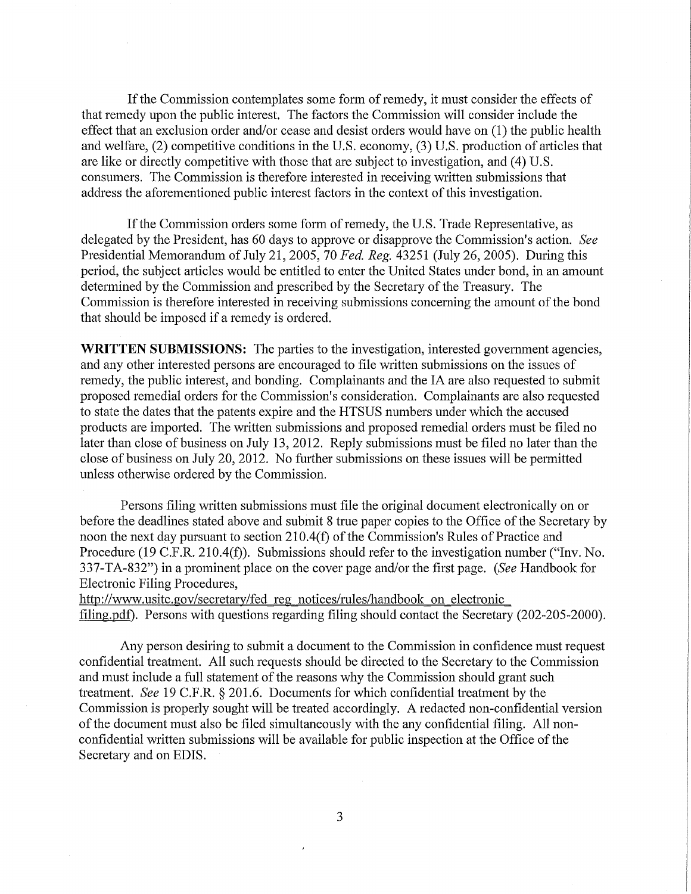If the Commission contemplates some form of remedy, it must consider the effects of that remedy upon the public interest. The factors the Commission will consider include the effect that an exclusion order and/or cease and desist orders would have on (1) the public health and welfare, (2) competitive conditions in the U.S. economy, (3) U.S. production of articles that are like or directly competitive with those that are subject to investigation, and (4) U.S. consumers. The Commission is therefore interested in receiving written submissions that address the aforementioned public interest factors in the context of this investigation.

If the Commission orders some form of remedy, the U.S. Trade Representative, as delegated by the President, has 60 days to approve or disapprove the Commission's action. *See* Presidential Memorandum of July 21, 2005, 70 *Fed. Reg.* 43251 (July 26, 2005). During this period, the subject articles would be entitled to enter the United States under bond, in an amount determined by the Commission and prescribed by the Secretary of the Treasury. The Commission is therefore interested in receiving submissions concerning the amount of the bond that should be imposed if a remedy is ordered.

**WRITTEN SUBMISSIONS:** The parties to the investigation, interested government agencies, and any other interested persons are encouraged to file written submissions on the issues of remedy, the public interest, and bonding. Complainants and the IA are also requested to submit proposed remedial orders for the Commission's consideration. Complainants are also requested to state the dates that the patents expire and the HTSUS numbers under which the accused products are imported. The written submissions and proposed remedial orders must be filed no later than close of business on July 13, 2012. Reply submissions must be filed no later than the close of business on July 20, 2012. No further submissions on these issues will be permitted unless otherwise ordered by the Commission.

Persons filing written submissions must file the original document electronically on or before the deadlines stated above and submit 8 true paper copies to the Office of the Secretary by noon the next day pursuant to section 210.4(f) of the Commission's Rules of Practice and Procedure (19 C.F.R. 210.4(f)). Submissions should refer to the investigation number ("Inv. No. 337-TA-832") in a prominent place on the cover page and/or the first page. (*See* Handbook for Electronic Filing Procedures, http://www.usitc.gov/secretary/fed_reg_notices/rules/handbook_on_electronic_filing.pdf). Persons with questions regarding filing should contact the Secretary (202-205-2000).

Any person desiring to submit a document to the Commission in confidence must request confidential treatment. All such requests should be directed to the Secretary to the Commission and must include a full statement of the reasons why the Commission should grant such treatment. *See* 19 C.F.R. § 201.6. Documents for which confidential treatment by the Commission is properly sought will be treated accordingly. A redacted non-confidential version of the document must also be filed simultaneously with the any confidential filing. All non-confidential written submissions will be available for public inspection at the Office of the Secretary and on EDIS.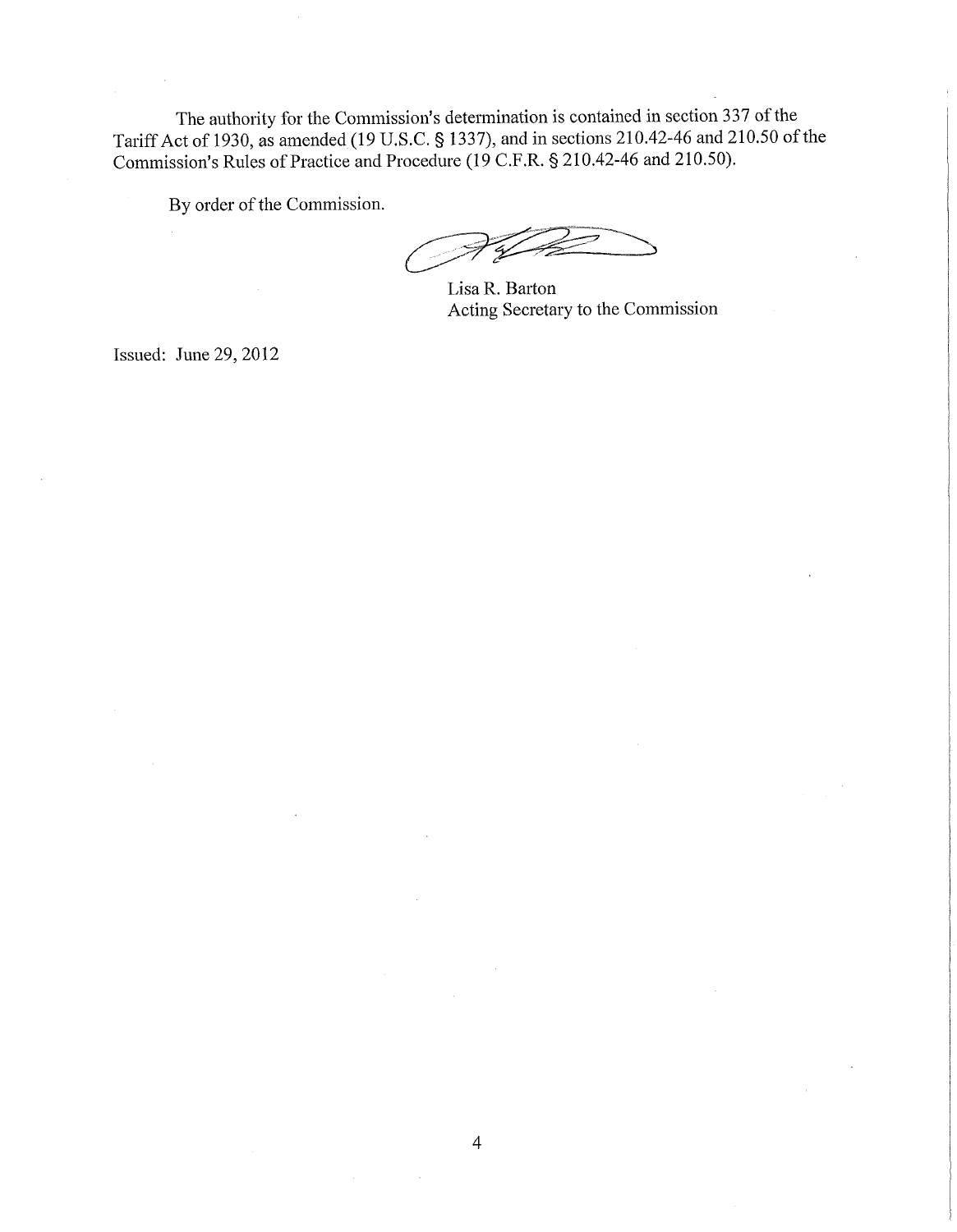The authority for the Commission's determination is contained in section 337 of the Tariff Act of 1930, as amended (19 U.S.C. § 1337), and in sections 210.42-46 and 210.50 of the Commission's Rules of Practice and Procedure (19 C.F.R. § 210.42-46 and 210.50).

By order of the Commission.

Lisa R. Barton
Acting Secretary to the Commission

Issued: June 29, 2012